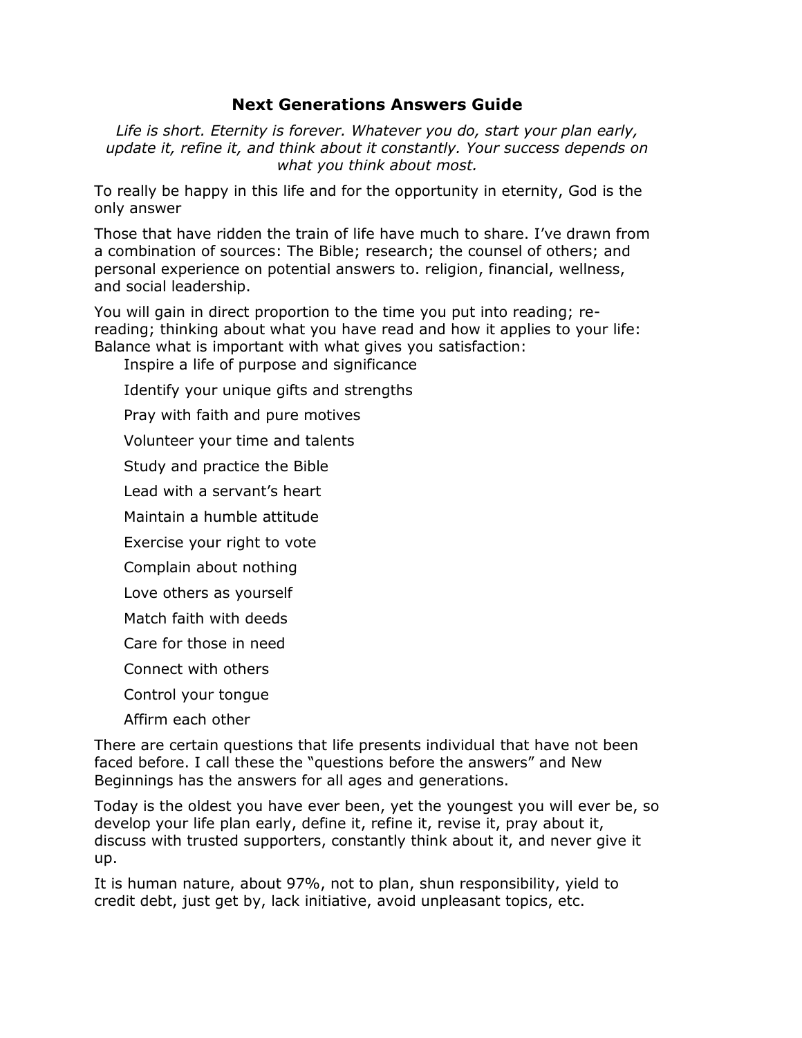# Next Generations Answers Guide

*Life is short. Eternity is forever. Whatever you do, start your plan early, update it, refine it, and think about it constantly. Your success depends on what you think about most.*

To really be happy in this life and for the opportunity in eternity, God is the only answer

Those that have ridden the train of life have much to share. I've drawn from a combination of sources: The Bible; research; the counsel of others; and personal experience on potential answers to. religion, financial, wellness, and social leadership.

You will gain in direct proportion to the time you put into reading; re-reading; thinking about what you have read and how it applies to your life: Balance what is important with what gives you satisfaction:

- Inspire a life of purpose and significance
- Identify your unique gifts and strengths
- Pray with faith and pure motives
- Volunteer your time and talents
- Study and practice the Bible
- Lead with a servant's heart
- Maintain a humble attitude
- Exercise your right to vote
- Complain about nothing
- Love others as yourself
- Match faith with deeds
- Care for those in need
- Connect with others
- Control your tongue
- Affirm each other

There are certain questions that life presents individual that have not been faced before. I call these the "questions before the answers" and New Beginnings has the answers for all ages and generations.

Today is the oldest you have ever been, yet the youngest you will ever be, so develop your life plan early, define it, refine it, revise it, pray about it, discuss with trusted supporters, constantly think about it, and never give it up.

It is human nature, about 97%, not to plan, shun responsibility, yield to credit debt, just get by, lack initiative, avoid unpleasant topics, etc.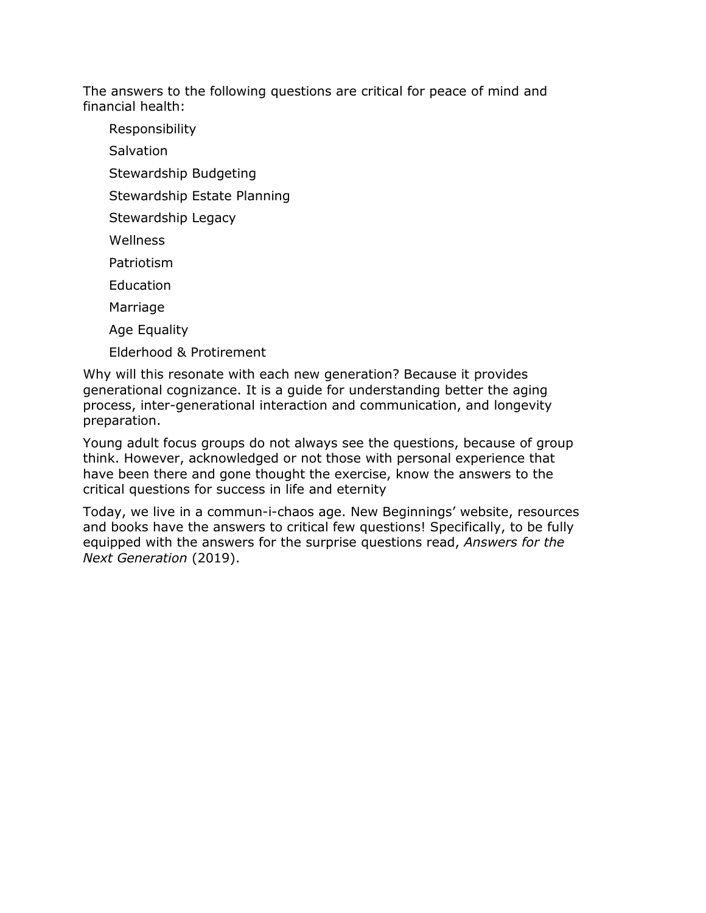The answers to the following questions are critical for peace of mind and financial health:

- Responsibility
- Salvation
- Stewardship Budgeting
- Stewardship Estate Planning
- Stewardship Legacy
- Wellness
- Patriotism
- Education
- Marriage
- Age Equality
- Elderhood & Protirement

Why will this resonate with each new generation? Because it provides generational cognizance. It is a guide for understanding better the aging process, inter-generational interaction and communication, and longevity preparation.

Young adult focus groups do not always see the questions, because of group think. However, acknowledged or not those with personal experience that have been there and gone thought the exercise, know the answers to the critical questions for success in life and eternity

Today, we live in a commun-i-chaos age. New Beginnings' website, resources and books have the answers to critical few questions! Specifically, to be fully equipped with the answers for the surprise questions read, *Answers for the Next Generation* (2019).